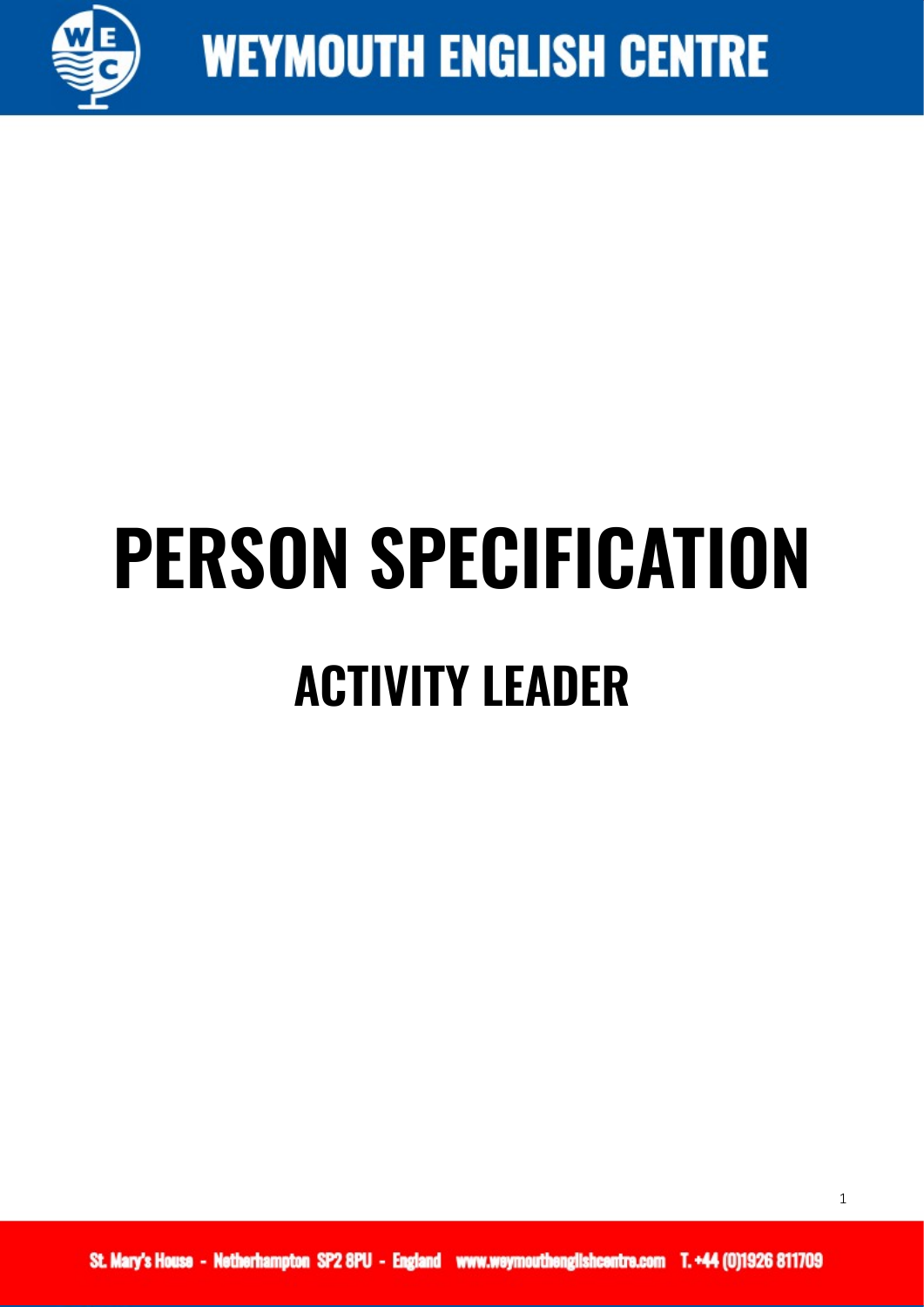# PERSON SPECIFICATION

## ACTIVITY LEADER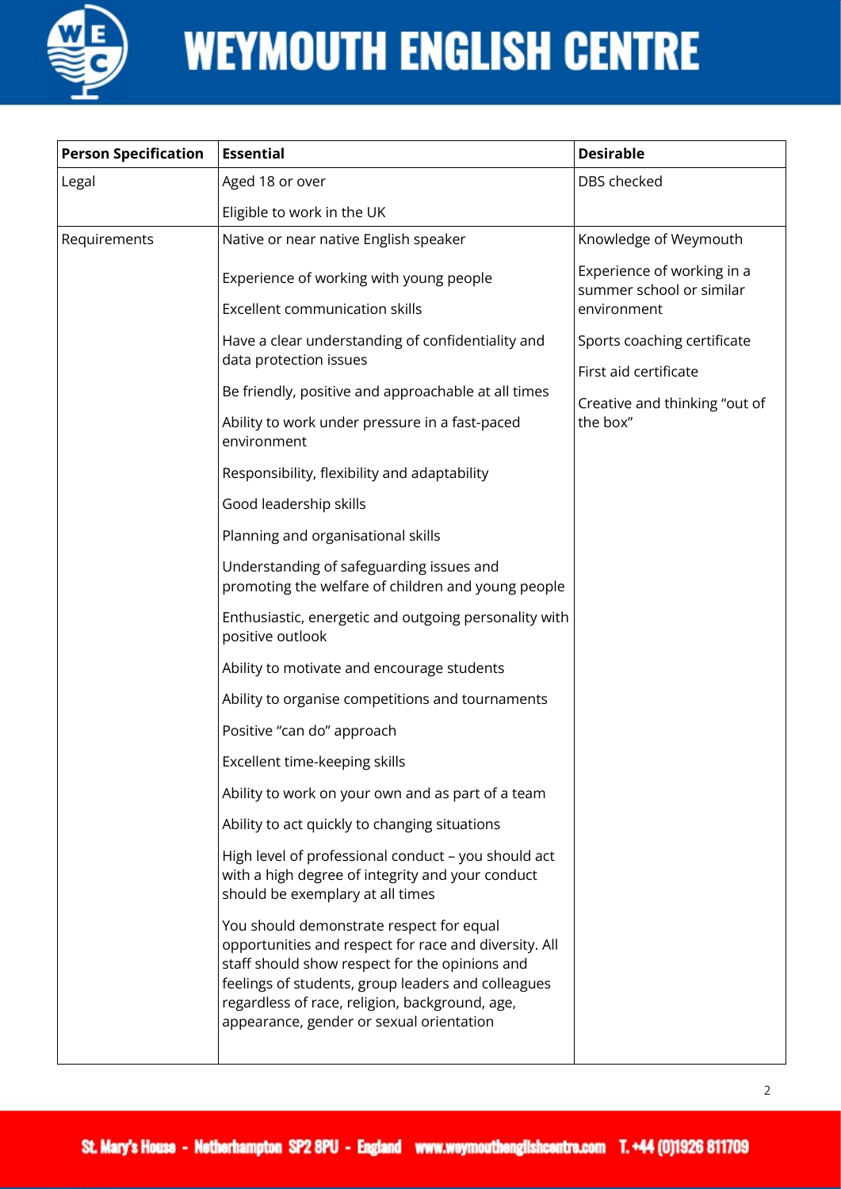| Person Specification | Essential | Desirable |
|---|---|---|
| Legal | Aged 18 or over<br>Eligible to work in the UK | DBS checked |
| Requirements | Native or near native English speaker<br>Experience of working with young people<br>Excellent communication skills<br>Have a clear understanding of confidentiality and data protection issues<br>Be friendly, positive and approachable at all times<br>Ability to work under pressure in a fast-paced environment<br>Responsibility, flexibility and adaptability<br>Good leadership skills<br>Planning and organisational skills<br>Understanding of safeguarding issues and promoting the welfare of children and young people<br>Enthusiastic, energetic and outgoing personality with positive outlook<br>Ability to motivate and encourage students<br>Ability to organise competitions and tournaments<br>Positive "can do" approach<br>Excellent time-keeping skills<br>Ability to work on your own and as part of a team<br>Ability to act quickly to changing situations<br>High level of professional conduct – you should act with a high degree of integrity and your conduct should be exemplary at all times<br>You should demonstrate respect for equal opportunities and respect for race and diversity. All staff should show respect for the opinions and feelings of students, group leaders and colleagues regardless of race, religion, background, age, appearance, gender or sexual orientation | Knowledge of Weymouth<br>Experience of working in a summer school or similar environment<br>Sports coaching certificate<br>First aid certificate<br>Creative and thinking "out of the box" |